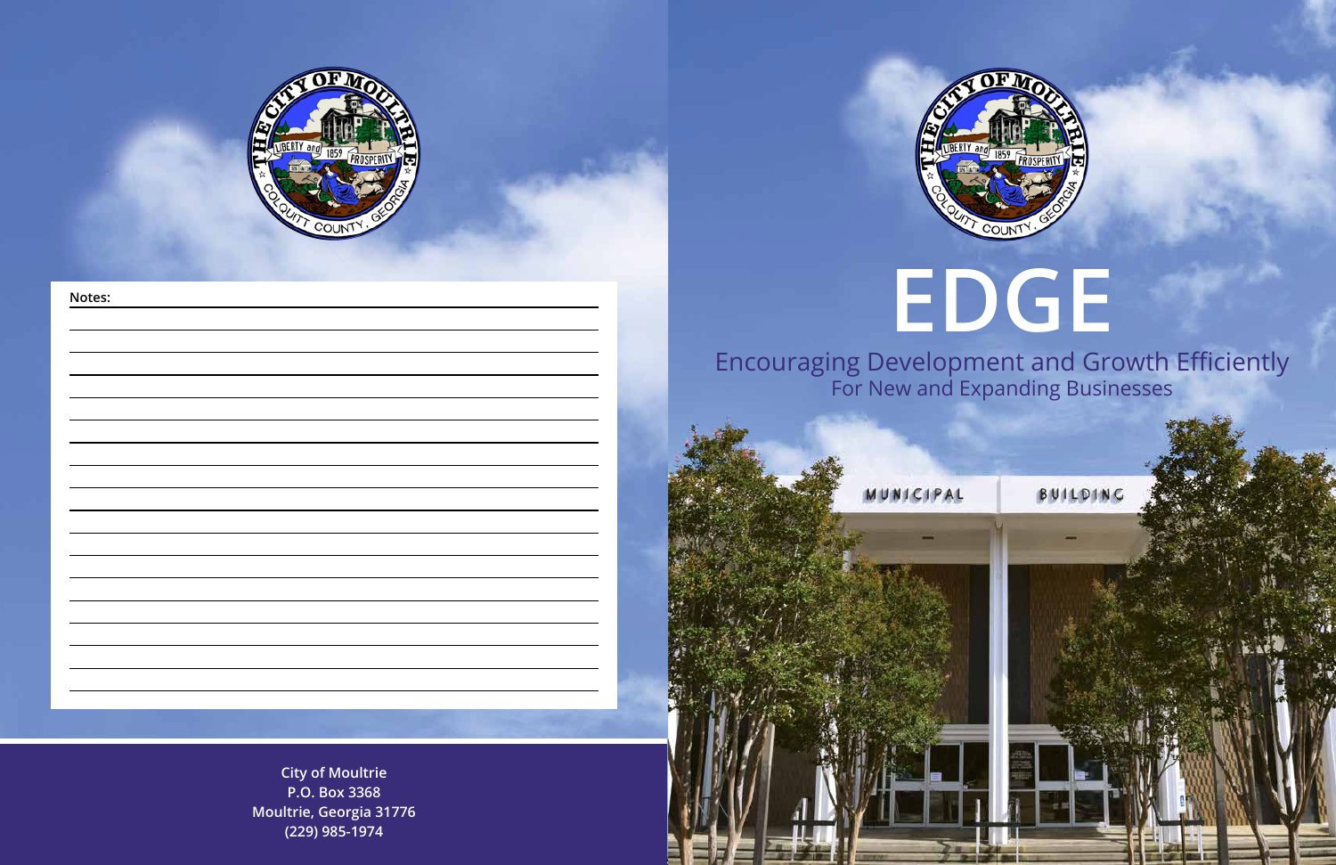Notes:

City of Moultrie
P.O. Box 3368
Moultrie, Georgia 31776
(229) 985-1974

# EDGE

## Encouraging Development and Growth Efficiently

For New and Expanding Businesses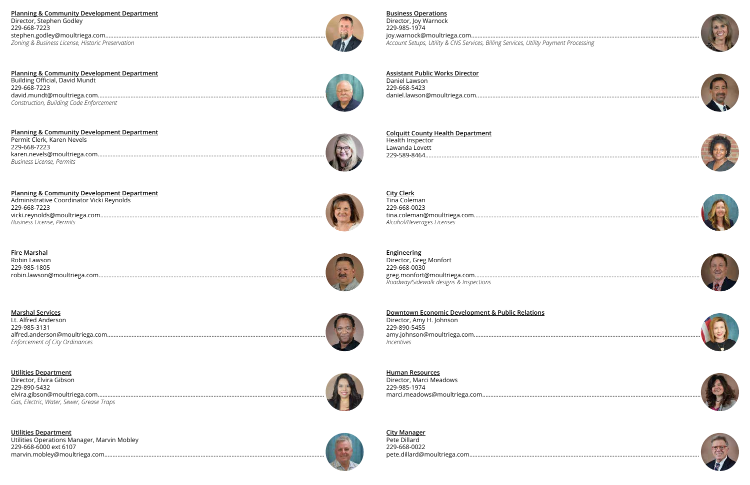**Planning & Community Development Department**
Director, Stephen Godley
229-668-7223
stephen.godley@moultriega.com
*Zoning & Business License, Historic Preservation*

**Planning & Community Development Department**
Building Official, David Mundt
229-668-7223
david.mundt@moultriega.com
*Construction, Building Code Enforcement*

**Planning & Community Development Department**
Permit Clerk, Karen Nevels
229-668-7223
karen.nevels@moultriega.com
*Business License, Permits*

**Planning & Community Development Department**
Administrative Coordinator Vicki Reynolds
229-668-7223
vicki.reynolds@moultriega.com
*Business License, Permits*

**Fire Marshal**
Robin Lawson
229-985-1805
robin.lawson@moultriega.com

**Marshal Services**
Lt. Alfred Anderson
229-985-3131
alfred.anderson@moultriega.com
*Enforcement of City Ordinances*

**Utilities Department**
Director, Elvira Gibson
229-890-5432
elvira.gibson@moultriega.com
*Gas, Electric, Water, Sewer, Grease Traps*

**Utilities Department**
Utilities Operations Manager, Marvin Mobley
229-668-6000 ext 6107
marvin.mobley@moultriega.com

**Business Operations**
Director, Joy Warnock
229-985-1974
joy.warnock@moultriega.com
*Account Setups, Utility & CNS Services, Billing Services, Utility Payment Processing*

**Assistant Public Works Director**
Daniel Lawson
229-668-5423
daniel.lawson@moultriega.com

**Colquitt County Health Department**
Health Inspector
Lawanda Lovett
229-589-8464

**City Clerk**
Tina Coleman
229-668-0023
tina.coleman@moultriega.com
*Alcohol/Beverages Licenses*

**Engineering**
Director, Greg Monfort
229-668-0030
greg.monfort@moultriega.com
*Roadway/Sidewalk designs & Inspections*

**Downtown Economic Development & Public Relations**
Director, Amy H. Johnson
229-890-5455
amy.johnson@moultriega.com
*Incentives*

**Human Resources**
Director, Marci Meadows
229-985-1974
marci.meadows@moultriega.com

**City Manager**
Pete Dillard
229-668-0022
pete.dillard@moultriega.com